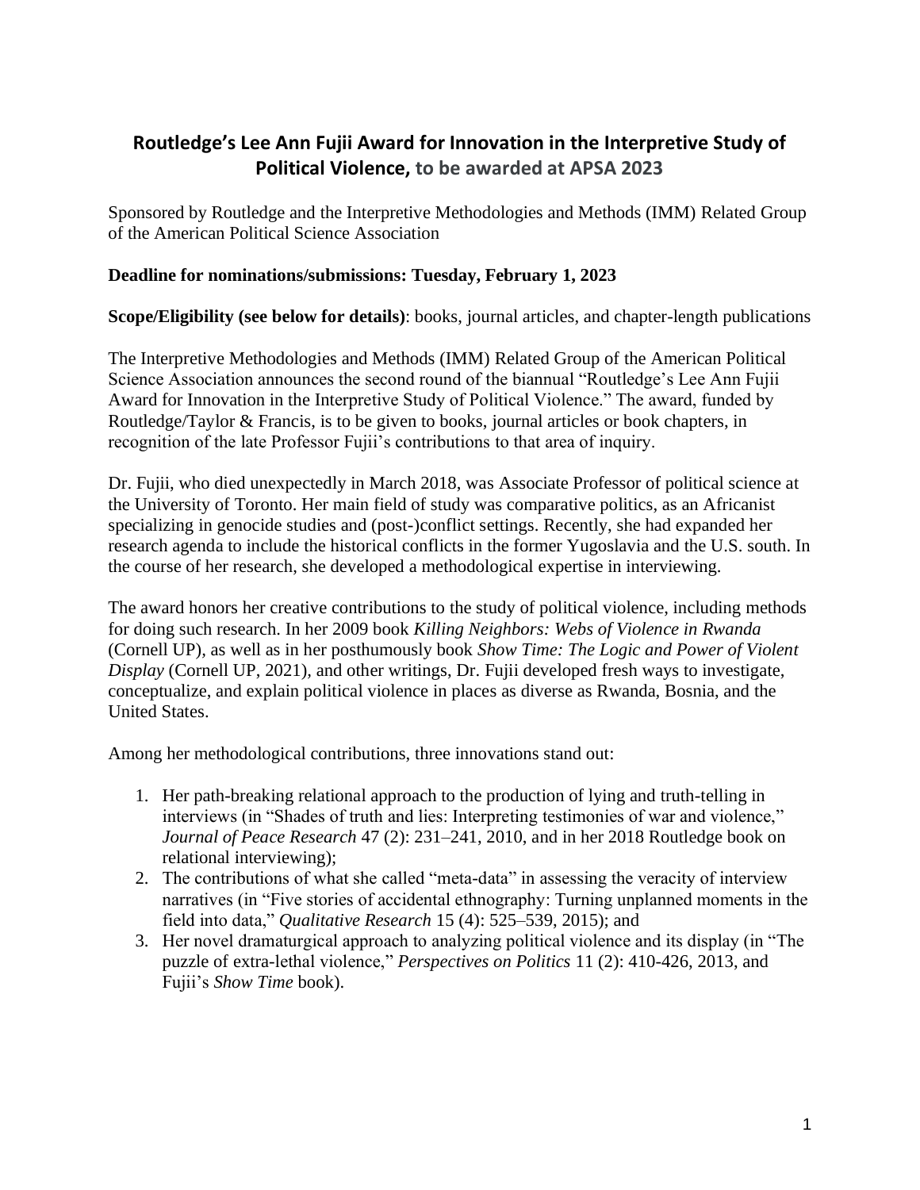# Routledge's Lee Ann Fujii Award for Innovation in the Interpretive Study of Political Violence, to be awarded at APSA 2023

Sponsored by Routledge and the Interpretive Methodologies and Methods (IMM) Related Group of the American Political Science Association

**Deadline for nominations/submissions: Tuesday, February 1, 2023**

**Scope/Eligibility (see below for details)**: books, journal articles, and chapter-length publications

The Interpretive Methodologies and Methods (IMM) Related Group of the American Political Science Association announces the second round of the biannual "Routledge's Lee Ann Fujii Award for Innovation in the Interpretive Study of Political Violence." The award, funded by Routledge/Taylor & Francis, is to be given to books, journal articles or book chapters, in recognition of the late Professor Fujii's contributions to that area of inquiry.

Dr. Fujii, who died unexpectedly in March 2018, was Associate Professor of political science at the University of Toronto. Her main field of study was comparative politics, as an Africanist specializing in genocide studies and (post-)conflict settings. Recently, she had expanded her research agenda to include the historical conflicts in the former Yugoslavia and the U.S. south. In the course of her research, she developed a methodological expertise in interviewing.

The award honors her creative contributions to the study of political violence, including methods for doing such research. In her 2009 book *Killing Neighbors: Webs of Violence in Rwanda* (Cornell UP), as well as in her posthumously book *Show Time: The Logic and Power of Violent Display* (Cornell UP, 2021), and other writings, Dr. Fujii developed fresh ways to investigate, conceptualize, and explain political violence in places as diverse as Rwanda, Bosnia, and the United States.

Among her methodological contributions, three innovations stand out:

1. Her path-breaking relational approach to the production of lying and truth-telling in interviews (in "Shades of truth and lies: Interpreting testimonies of war and violence," *Journal of Peace Research* 47 (2): 231–241, 2010, and in her 2018 Routledge book on relational interviewing);
2. The contributions of what she called "meta-data" in assessing the veracity of interview narratives (in "Five stories of accidental ethnography: Turning unplanned moments in the field into data," *Qualitative Research* 15 (4): 525–539, 2015); and
3. Her novel dramaturgical approach to analyzing political violence and its display (in "The puzzle of extra-lethal violence," *Perspectives on Politics* 11 (2): 410-426, 2013, and Fujii's *Show Time* book).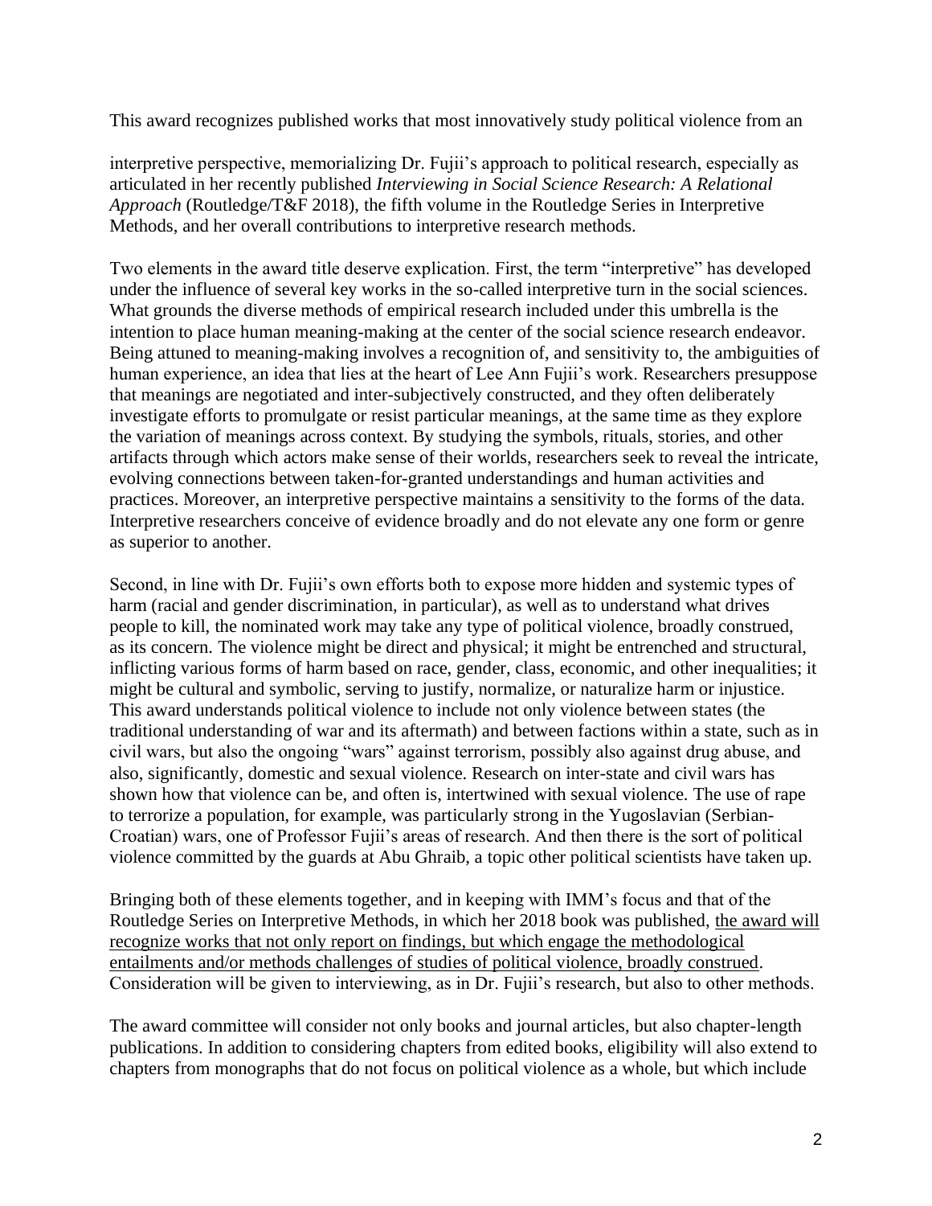This award recognizes published works that most innovatively study political violence from an

interpretive perspective, memorializing Dr. Fujii's approach to political research, especially as articulated in her recently published *Interviewing in Social Science Research: A Relational Approach* (Routledge/T&F 2018), the fifth volume in the Routledge Series in Interpretive Methods, and her overall contributions to interpretive research methods.

Two elements in the award title deserve explication. First, the term "interpretive" has developed under the influence of several key works in the so-called interpretive turn in the social sciences. What grounds the diverse methods of empirical research included under this umbrella is the intention to place human meaning-making at the center of the social science research endeavor. Being attuned to meaning-making involves a recognition of, and sensitivity to, the ambiguities of human experience, an idea that lies at the heart of Lee Ann Fujii's work. Researchers presuppose that meanings are negotiated and inter-subjectively constructed, and they often deliberately investigate efforts to promulgate or resist particular meanings, at the same time as they explore the variation of meanings across context. By studying the symbols, rituals, stories, and other artifacts through which actors make sense of their worlds, researchers seek to reveal the intricate, evolving connections between taken-for-granted understandings and human activities and practices. Moreover, an interpretive perspective maintains a sensitivity to the forms of the data. Interpretive researchers conceive of evidence broadly and do not elevate any one form or genre as superior to another.

Second, in line with Dr. Fujii's own efforts both to expose more hidden and systemic types of harm (racial and gender discrimination, in particular), as well as to understand what drives people to kill, the nominated work may take any type of political violence, broadly construed, as its concern. The violence might be direct and physical; it might be entrenched and structural, inflicting various forms of harm based on race, gender, class, economic, and other inequalities; it might be cultural and symbolic, serving to justify, normalize, or naturalize harm or injustice. This award understands political violence to include not only violence between states (the traditional understanding of war and its aftermath) and between factions within a state, such as in civil wars, but also the ongoing "wars" against terrorism, possibly also against drug abuse, and also, significantly, domestic and sexual violence. Research on inter-state and civil wars has shown how that violence can be, and often is, intertwined with sexual violence. The use of rape to terrorize a population, for example, was particularly strong in the Yugoslavian (Serbian-Croatian) wars, one of Professor Fujii's areas of research. And then there is the sort of political violence committed by the guards at Abu Ghraib, a topic other political scientists have taken up.

Bringing both of these elements together, and in keeping with IMM's focus and that of the Routledge Series on Interpretive Methods, in which her 2018 book was published, <u>the award will recognize works that not only report on findings, but which engage the methodological entailments and/or methods challenges of studies of political violence, broadly construed</u>. Consideration will be given to interviewing, as in Dr. Fujii's research, but also to other methods.

The award committee will consider not only books and journal articles, but also chapter-length publications. In addition to considering chapters from edited books, eligibility will also extend to chapters from monographs that do not focus on political violence as a whole, but which include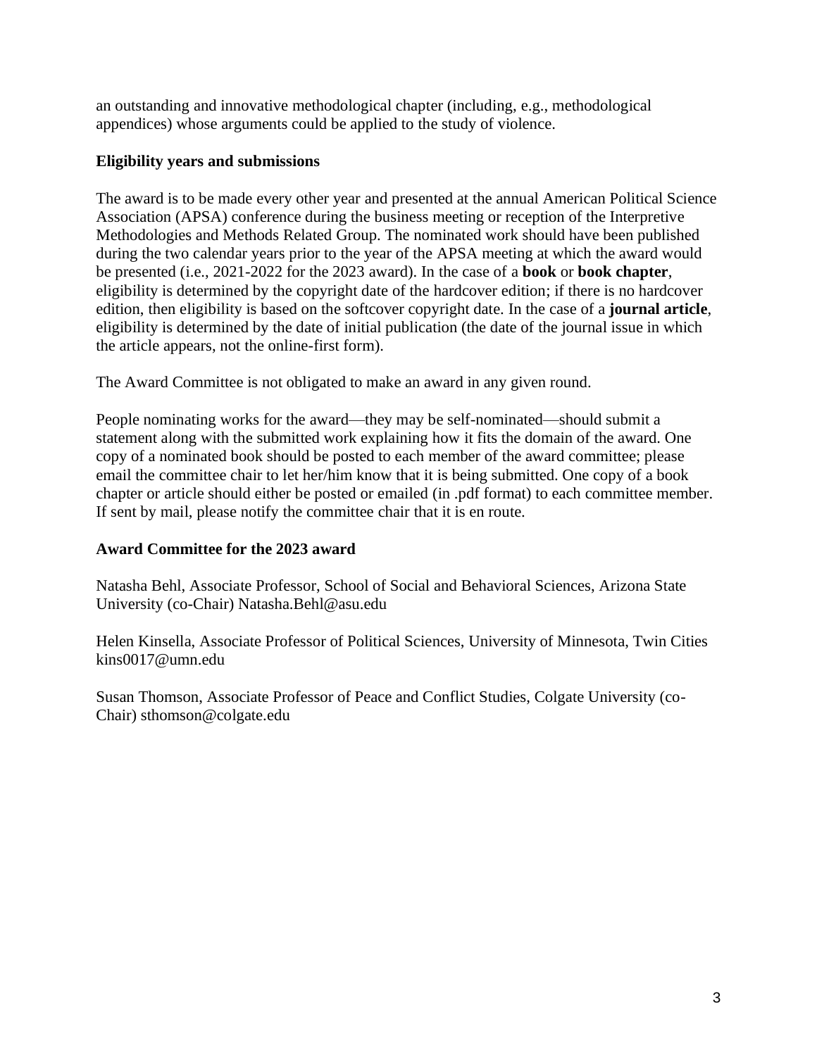an outstanding and innovative methodological chapter (including, e.g., methodological appendices) whose arguments could be applied to the study of violence.

**Eligibility years and submissions**

The award is to be made every other year and presented at the annual American Political Science Association (APSA) conference during the business meeting or reception of the Interpretive Methodologies and Methods Related Group. The nominated work should have been published during the two calendar years prior to the year of the APSA meeting at which the award would be presented (i.e., 2021-2022 for the 2023 award). In the case of a **book** or **book chapter**, eligibility is determined by the copyright date of the hardcover edition; if there is no hardcover edition, then eligibility is based on the softcover copyright date. In the case of a **journal article**, eligibility is determined by the date of initial publication (the date of the journal issue in which the article appears, not the online-first form).

The Award Committee is not obligated to make an award in any given round.

People nominating works for the award—they may be self-nominated—should submit a statement along with the submitted work explaining how it fits the domain of the award. One copy of a nominated book should be posted to each member of the award committee; please email the committee chair to let her/him know that it is being submitted. One copy of a book chapter or article should either be posted or emailed (in .pdf format) to each committee member. If sent by mail, please notify the committee chair that it is en route.

**Award Committee for the 2023 award**

Natasha Behl, Associate Professor, School of Social and Behavioral Sciences, Arizona State University (co-Chair) Natasha.Behl@asu.edu

Helen Kinsella, Associate Professor of Political Sciences, University of Minnesota, Twin Cities kins0017@umn.edu

Susan Thomson, Associate Professor of Peace and Conflict Studies, Colgate University (co-Chair) sthomson@colgate.edu